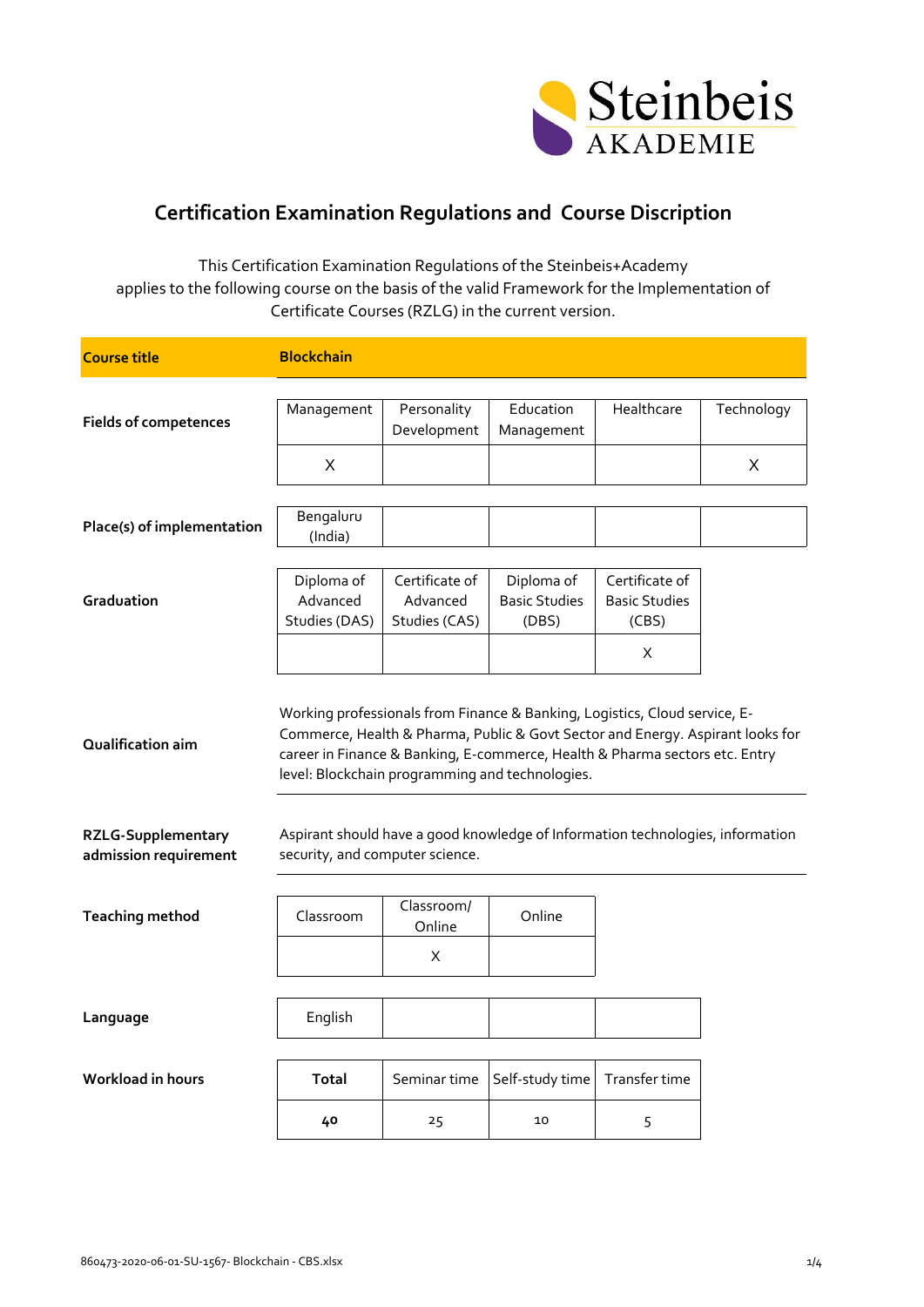# Certification Examination Regulations and Course Discription

This Certification Examination Regulations of the Steinbeis+Academy applies to the following course on the basis of the valid Framework for the Implementation of Certificate Courses (RZLG) in the current version.

**Course title**: **Blockchain**

**Fields of competences**

| Management | Personality Development | Education Management | Healthcare | Technology |
|---|---|---|---|---|
| X | | | | X |

**Place(s) of implementation**

| Bengaluru (India) | | | | |
|---|---|---|---|---|

**Graduation**

| Diploma of Advanced Studies (DAS) | Certificate of Advanced Studies (CAS) | Diploma of Basic Studies (DBS) | Certificate of Basic Studies (CBS) |
|---|---|---|---|
| | | | X |

**Qualification aim**

Working professionals from Finance & Banking, Logistics, Cloud service, E-Commerce, Health & Pharma, Public & Govt Sector and Energy. Aspirant looks for career in Finance & Banking, E-commerce, Health & Pharma sectors etc. Entry level: Blockchain programming and technologies.

**RZLG-Supplementary admission requirement**

Aspirant should have a good knowledge of Information technologies, information security, and computer science.

**Teaching method**

| Classroom | Classroom/ Online | Online |
|---|---|---|
| | X | |

**Language**

| English | | | |
|---|---|---|---|

**Workload in hours**

| **Total** | Seminar time | Self-study time | Transfer time |
|---|---|---|---|
| **40** | 25 | 10 | 5 |

860473-2020-06-01-SU-1567- Blockchain - CBS.xlsx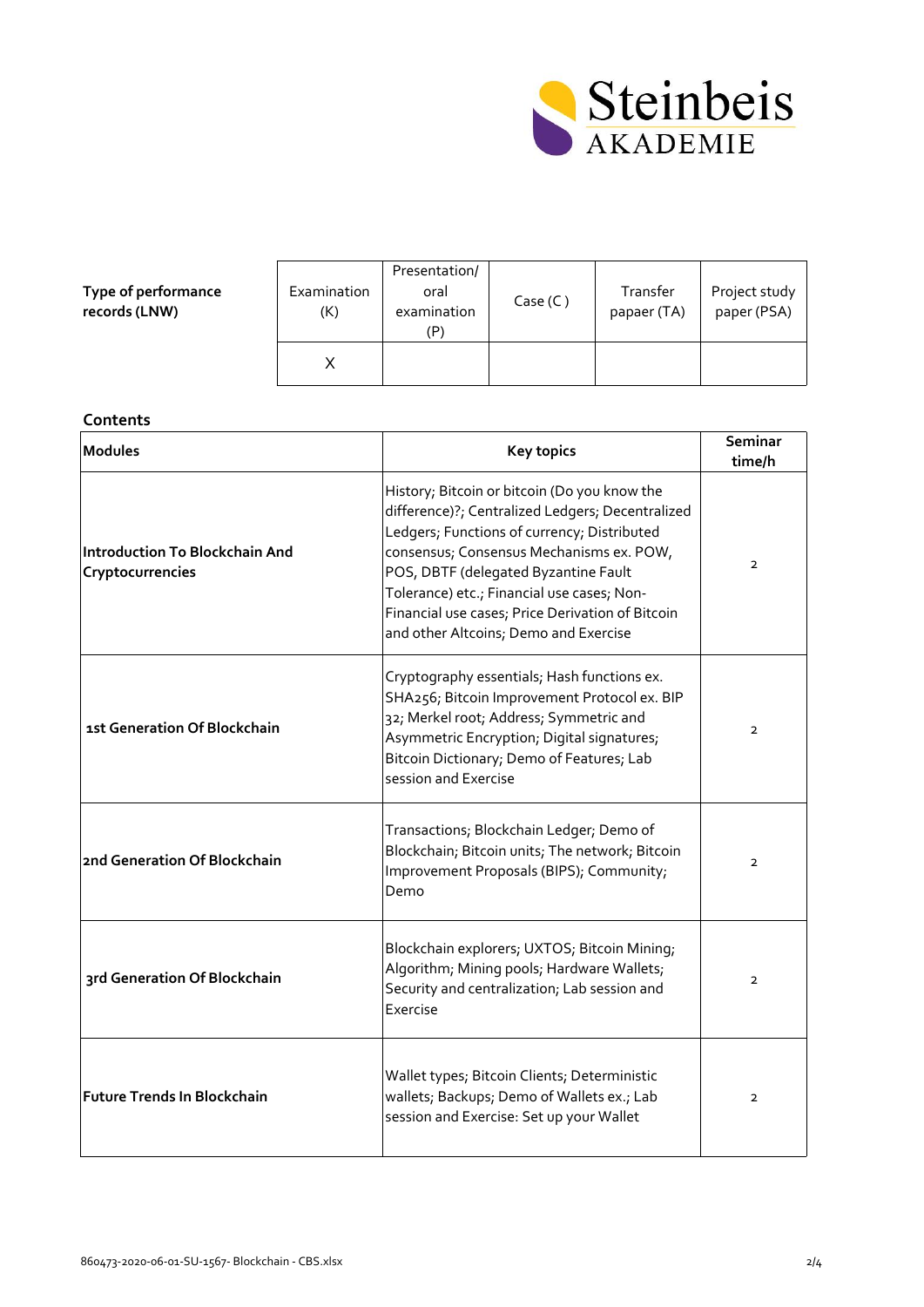| Type of performance records (LNW) | Examination (K) | Presentation/ oral examination (P) | Case (C ) | Transfer papaer (TA) | Project study paper (PSA) |
|---|---|---|---|---|---|
| | X | | | | |

**Contents**

| Modules | Key topics | Seminar time/h |
|---|---|---|
| **Introduction To Blockchain And Cryptocurrencies** | History; Bitcoin or bitcoin (Do you know the difference)?; Centralized Ledgers; Decentralized Ledgers; Functions of currency; Distributed consensus; Consensus Mechanisms ex. POW, POS, DBTF (delegated Byzantine Fault Tolerance) etc.; Financial use cases; Non-Financial use cases; Price Derivation of Bitcoin and other Altcoins; Demo and Exercise | 2 |
| **1st Generation Of Blockchain** | Cryptography essentials; Hash functions ex. SHA256; Bitcoin Improvement Protocol ex. BIP 32; Merkel root; Address; Symmetric and Asymmetric Encryption; Digital signatures; Bitcoin Dictionary; Demo of Features; Lab session and Exercise | 2 |
| **2nd Generation Of Blockchain** | Transactions; Blockchain Ledger; Demo of Blockchain; Bitcoin units; The network; Bitcoin Improvement Proposals (BIPS); Community; Demo | 2 |
| **3rd Generation Of Blockchain** | Blockchain explorers; UXTOS; Bitcoin Mining; Algorithm; Mining pools; Hardware Wallets; Security and centralization; Lab session and Exercise | 2 |
| **Future Trends In Blockchain** | Wallet types; Bitcoin Clients; Deterministic wallets; Backups; Demo of Wallets ex.; Lab session and Exercise: Set up your Wallet | 2 |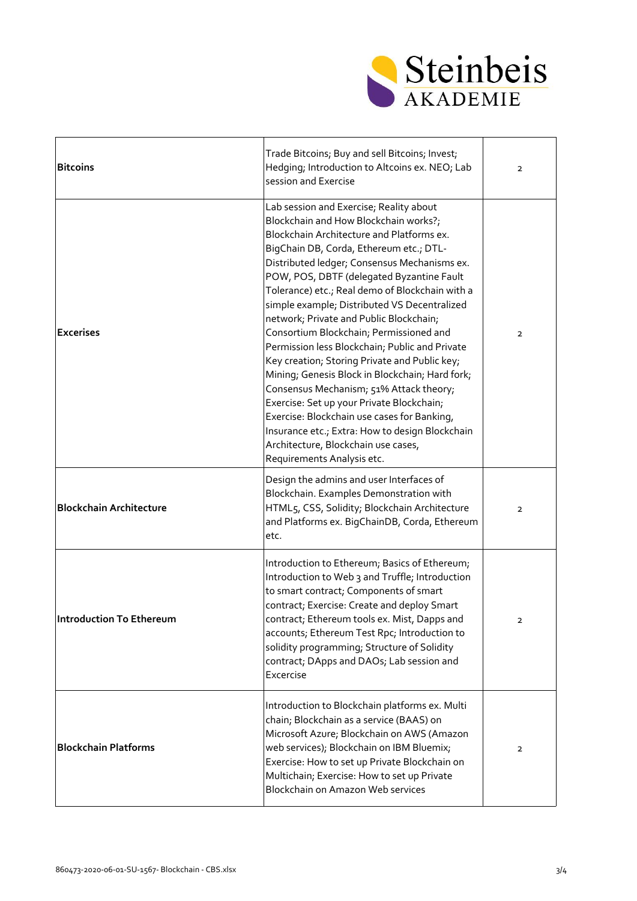| | | |
|---|---|---|
| **Bitcoins** | Trade Bitcoins; Buy and sell Bitcoins; Invest; Hedging; Introduction to Altcoins ex. NEO; Lab session and Exercise | 2 |
| **Excerises** | Lab session and Exercise; Reality about Blockchain and How Blockchain works?; Blockchain Architecture and Platforms ex. BigChain DB, Corda, Ethereum etc.; DTL-Distributed ledger; Consensus Mechanisms ex. POW, POS, DBTF (delegated Byzantine Fault Tolerance) etc.; Real demo of Blockchain with a simple example; Distributed VS Decentralized network; Private and Public Blockchain; Consortium Blockchain; Permissioned and Permission less Blockchain; Public and Private Key creation; Storing Private and Public key; Mining; Genesis Block in Blockchain; Hard fork; Consensus Mechanism; 51% Attack theory; Exercise: Set up your Private Blockchain; Exercise: Blockchain use cases for Banking, Insurance etc.; Extra: How to design Blockchain Architecture, Blockchain use cases, Requirements Analysis etc. | 2 |
| **Blockchain Architecture** | Design the admins and user Interfaces of Blockchain. Examples Demonstration with HTML5, CSS, Solidity; Blockchain Architecture and Platforms ex. BigChainDB, Corda, Ethereum etc. | 2 |
| **Introduction To Ethereum** | Introduction to Ethereum; Basics of Ethereum; Introduction to Web 3 and Truffle; Introduction to smart contract; Components of smart contract; Exercise: Create and deploy Smart contract; Ethereum tools ex. Mist, Dapps and accounts; Ethereum Test Rpc; Introduction to solidity programming; Structure of Solidity contract; DApps and DAOs; Lab session and Excercise | 2 |
| **Blockchain Platforms** | Introduction to Blockchain platforms ex. Multi chain; Blockchain as a service (BAAS) on Microsoft Azure; Blockchain on AWS (Amazon web services); Blockchain on IBM Bluemix; Exercise: How to set up Private Blockchain on Multichain; Exercise: How to set up Private Blockchain on Amazon Web services | 2 |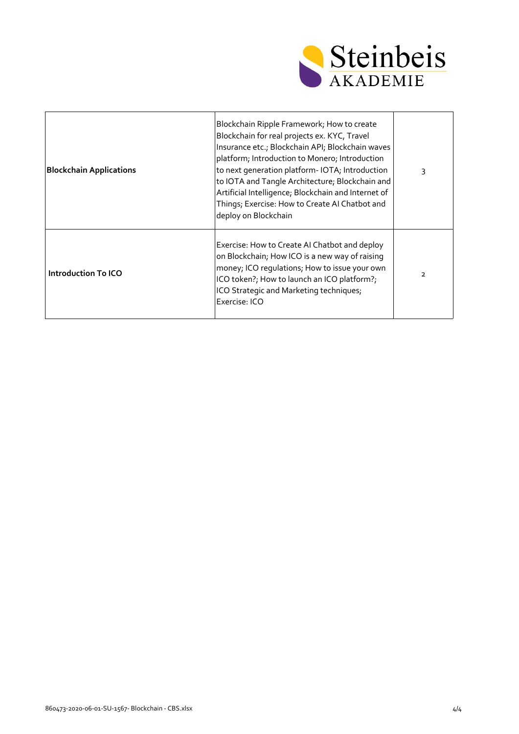| | | |
|---|---|---|
| **Blockchain Applications** | Blockchain Ripple Framework; How to create Blockchain for real projects ex. KYC, Travel Insurance etc.; Blockchain API; Blockchain waves platform; Introduction to Monero; Introduction to next generation platform- IOTA; Introduction to IOTA and Tangle Architecture; Blockchain and Artificial Intelligence; Blockchain and Internet of Things; Exercise: How to Create AI Chatbot and deploy on Blockchain | 3 |
| **Introduction To ICO** | Exercise: How to Create AI Chatbot and deploy on Blockchain; How ICO is a new way of raising money; ICO regulations; How to issue your own ICO token?; How to launch an ICO platform?; ICO Strategic and Marketing techniques; Exercise: ICO | 2 |